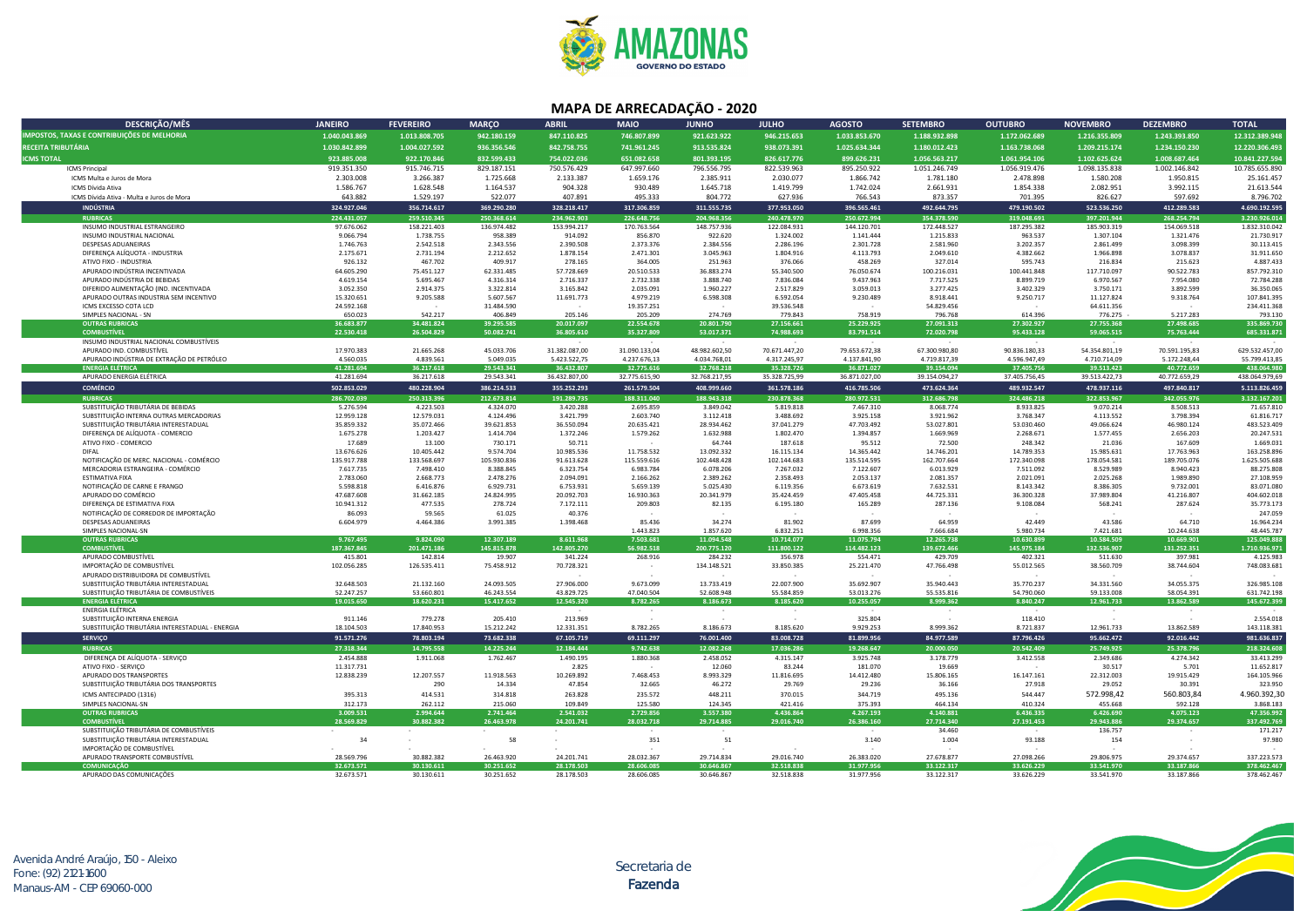# AMAZONAS
GOVERNO DO ESTADO

## MAPA DE ARRECADAÇÃO - 2020

| DESCRIÇÃO/MÊS | JANEIRO | FEVEREIRO | MARÇO | ABRIL | MAIO | JUNHO | JULHO | AGOSTO | SETEMBRO | OUTUBRO | NOVEMBRO | DEZEMBRO | TOTAL |
|---|---|---|---|---|---|---|---|---|---|---|---|---|---|
| IMPOSTOS, TAXAS E CONTRIBUIÇÕES DE MELHORIA | 1.040.043.869 | 1.013.808.705 | 942.180.159 | 847.110.825 | 746.807.899 | 921.623.922 | 946.215.653 | 1.033.853.670 | 1.188.932.898 | 1.172.062.689 | 1.216.355.809 | 1.243.393.850 | 12.312.389.948 |
| RECEITA TRIBUTÁRIA | 1.030.842.899 | 1.004.027.592 | 936.356.546 | 842.758.755 | 741.961.245 | 913.535.824 | 938.073.391 | 1.025.634.344 | 1.180.012.423 | 1.163.738.068 | 1.209.215.174 | 1.234.150.230 | 12.220.306.493 |
| ICMS TOTAL | 923.885.008 | 922.170.846 | 832.599.433 | 754.022.036 | 651.082.658 | 801.393.195 | 826.617.776 | 899.626.231 | 1.056.563.217 | 1.061.954.106 | 1.102.625.624 | 1.008.687.464 | 10.841.227.594 |
| ICMS Principal | 919.351.350 | 915.746.715 | 829.187.151 | 750.576.429 | 647.997.660 | 796.556.795 | 822.539.963 | 895.250.922 | 1.051.246.749 | 1.056.919.476 | 1.098.135.838 | 1.002.146.842 | 10.785.655.890 |
| ICMS Multa e Juros de Mora | 2.303.008 | 3.266.387 | 1.725.668 | 2.133.387 | 1.659.176 | 2.385.911 | 2.030.077 | 1.866.742 | 1.781.180 | 2.478.898 | 1.580.208 | 1.950.815 | 25.161.457 |
| ICMS Dívida Ativa | 1.586.767 | 1.628.548 | 1.164.537 | 904.328 | 930.489 | 1.645.718 | 1.419.799 | 1.742.024 | 2.661.931 | 1.854.338 | 2.082.951 | 3.992.115 | 21.613.544 |
| ICMS Dívida Ativa - Multa e Juros de Mora | 643.882 | 1.529.197 | 522.077 | 407.891 | 495.333 | 804.772 | 627.936 | 766.543 | 873.357 | 701.395 | 826.627 | 597.692 | 8.796.702 |
| INDÚSTRIA | 324.927.046 | 356.714.617 | 369.290.280 | 328.218.417 | 317.306.859 | 311.555.735 | 377.953.050 | 396.565.461 | 492.644.795 | 479.190.502 | 523.536.250 | 412.289.583 | 4.690.192.595 |
| RUBRICAS | 224.431.057 | 259.510.345 | 250.368.614 | 234.962.903 | 226.648.756 | 204.968.356 | 240.478.970 | 250.672.994 | 354.379.590 | 319.048.691 | 397.201.944 | 268.254.794 | 3.230.926.014 |
| INSUMO INDUSTRIAL ESTRANGEIRO | 97.676.062 | 158.221.403 | 136.974.482 | 153.994.217 | 170.763.564 | 148.757.936 | 122.084.931 | 144.120.701 | 172.448.527 | 187.295.382 | 185.903.319 | 154.069.518 | 1.832.310.042 |
| INSUMO INDUSTRIAL NACIONAL | 9.066.794 | 1.738.755 | 958.389 | 914.092 | 856.870 | 922.620 | 1.324.002 | 1.141.444 | 1.215.833 | 963.537 | 1.307.104 | 1.321.476 | 21.730.917 |
| DESPESAS ADUANEIRAS | 1.746.763 | 2.542.518 | 2.343.556 | 2.390.508 | 2.373.376 | 2.384.556 | 2.286.196 | 2.301.728 | 2.581.960 | 3.202.357 | 2.861.499 | 3.098.399 | 30.113.415 |
| DIFERENÇA ALÍQUOTA - INDUSTRIA | 2.175.671 | 2.731.194 | 2.212.652 | 1.878.154 | 2.471.301 | 3.045.963 | 1.804.916 | 4.113.793 | 2.049.610 | 4.382.662 | 1.966.898 | 3.078.837 | 31.911.650 |
| ATIVO FIXO - INDUSTRIA | 926.132 | 467.702 | 409.917 | 278.165 | 364.005 | 251.963 | 376.066 | 458.269 | 327.014 | 595.743 | 216.834 | 215.623 | 4.887.433 |
| APURADO INDÚSTRIA INCENTIVADA | 64.605.290 | 75.451.127 | 62.331.485 | 57.728.669 | 20.510.533 | 36.883.274 | 55.340.500 | 76.050.674 | 100.216.031 | 100.441.848 | 117.710.097 | 90.522.783 | 857.792.310 |
| APURADO INDÚSTRIA DE BEBIDAS | 4.619.154 | 5.695.467 | 4.316.314 | 2.716.337 | 2.732.338 | 3.888.740 | 7.836.084 | 9.437.963 | 7.717.525 | 8.899.719 | 6.970.567 | 7.954.080 | 72.784.288 |
| DIFERIDO ALIMENTAÇÃO (IND. INCENTIVADA | 3.052.350 | 2.914.375 | 3.322.814 | 3.165.842 | 2.035.091 | 1.960.227 | 2.517.829 | 3.059.013 | 3.277.425 | 3.402.329 | 3.750.171 | 3.892.599 | 36.350.065 |
| APURADO OUTRAS INDUSTRIA SEM INCENTIVO | 15.320.651 | 9.205.588 | 5.607.567 | 11.691.773 | 4.979.219 | 6.598.308 | 6.592.054 | 9.230.489 | 8.918.441 | 9.250.717 | 11.127.824 | 9.318.764 | 107.841.395 |
| ICMS EXCESSO COTA LCD | 24.592.168 | - | 31.484.590 | - | 19.357.251 | - | 39.536.548 | - | 54.829.456 | - | 64.611.356 | - | 234.411.368 |
| SIMPLES NACIONAL - SN | 650.023 | 542.217 | 406.849 | 205.146 | 205.209 | 274.769 | 779.843 | 758.919 | 796.768 | 614.396 | 776.275 | 5.217.283 | 299.130 |
| OUTRAS RUBRICAS | 36.683.877 | 34.481.824 | 39.295.585 | 20.017.097 | 22.554.678 | 20.801.790 | 27.156.661 | 25.229.925 | 27.091.313 | 27.302.927 | 27.755.368 | 27.498.685 | 335.869.730 |
| COMBUSTÍVEL | 22.530.418 | 26.504.829 | 50.082.741 | 36.805.610 | 35.327.809 | 53.017.371 | 74.988.693 | 83.791.514 | 72.020.798 | 95.433.128 | 59.065.515 | 75.763.444 | 685.331.871 |
| INSUMO INDUSTRIAL NACIONAL COMBUSTÍVEIS | - | - | - | - | - | - | - | - | - | - | - | - | - |
| APURADO IND. COMBUSTÍVEL | 17.970.383 | 21.665.268 | 45.033.706 | 31.382.087,00 | 31.090.133,04 | 48.982.602,50 | 70.671.447,20 | 79.653.672,38 | 67.300.980,80 | 90.836.180,33 | 54.354.801,19 | 70.591.195,83 | 629.532.457,00 |
| APURADO INDÚSTRIA DE EXTRAÇÃO DE PETRÓLEO | 4.560.035 | 4.839.561 | 5.049.035 | 5.423.522,75 | 4.237.676,13 | 4.034.768,01 | 4.317.245,97 | 4.137.841,90 | 4.719.817,39 | 4.596.947,49 | 4.710.714,09 | 5.172.248,44 | 55.799.413,85 |
| ENERGIA ELÉTRICA | 41.281.694 | 36.217.618 | 29.543.341 | 36.432.807 | 32.775.616 | 32.768.218 | 35.328.726 | 36.871.027 | 39.154.094 | 37.405.756 | 39.513.423 | 40.772.659 | 438.064.979 |
| APURADO ENERGIA ELÉTRICA | 41.281.694 | 36.217.618 | 29.543.341 | 36.432.807,00 | 32.775.615,90 | 32.768.217,95 | 35.328.725,99 | 36.871.027,00 | 39.154.094,27 | 37.405.756,45 | 39.513.422,73 | 40.772.659,29 | 438.064.979,69 |
| COMÉRCIO | 502.853.029 | 480.228.904 | 386.214.533 | 355.252.293 | 261.579.504 | 408.999.660 | 361.578.186 | 416.785.506 | 473.624.364 | 489.932.547 | 478.937.116 | 497.840.817 | 5.113.826.459 |
| RUBRICAS | 286.702.039 | 250.313.396 | 212.673.814 | 191.289.735 | 188.311.040 | 188.943.318 | 230.878.368 | 280.972.531 | 312.686.798 | 324.486.218 | 322.853.967 | 342.055.976 | 3.132.167.201 |
| SUBSTITUIÇÃO TRIBUTÁRIA DE BEBIDAS | 5.276.594 | 4.223.503 | 4.324.070 | 3.420.288 | 2.695.859 | 3.849.042 | 5.819.818 | 7.467.310 | 8.068.774 | 8.933.825 | 9.070.214 | 8.508.513 | 71.657.810 |
| SUBSTITUIÇÃO INTERNA OUTRAS MERCADORIAS | 12.959.128 | 12.579.031 | 4.124.496 | 3.421.799 | 2.603.740 | 3.112.418 | 3.488.692 | 3.925.158 | 3.921.962 | 3.768.347 | 4.113.552 | 3.798.394 | 61.816.717 |
| SUBSTITUIÇÃO TRIBUTÁRIA INTERESTADUAL | 35.859.332 | 35.072.466 | 39.621.853 | 36.550.094 | 20.635.421 | 28.934.462 | 37.041.279 | 47.703.492 | 53.027.801 | 53.030.460 | 49.066.624 | 46.980.124 | 483.523.409 |
| DIFERENÇA DE ALÍQUOTA - COMERCIO | 1.675.278 | 1.203.427 | 1.414.704 | 1.372.246 | 1.579.262 | 1.632.988 | 1.802.470 | 1.394.857 | 1.669.969 | 2.268.671 | 1.577.455 | 2.656.203 | 20.247.531 |
| ATIVO FIXO - COMERCIO | 17.689 | 13.100 | 730.171 | 50.711 | - | 64.744 | 187.618 | 95.512 | 72.500 | 248.342 | 21.036 | 167.609 | 1.669.031 |
| DIFAL | 13.676.626 | 10.405.442 | 9.574.704 | 10.985.536 | 11.758.532 | 13.092.332 | 16.115.134 | 14.365.442 | 14.746.201 | 14.789.353 | 15.985.631 | 17.763.963 | 163.258.896 |
| NOTIFICAÇÃO DE MERC. NACIONAL - COMÉRCIO | 135.917.788 | 133.568.697 | 105.930.836 | 91.613.628 | 115.559.616 | 102.448.428 | 102.144.683 | 135.514.595 | 162.707.664 | 172.340.098 | 178.054.581 | 189.705.076 | 1.625.505.688 |
| MERCADORIA ESTRANGEIRA - COMÉRCIO | 7.617.735 | 7.498.410 | 8.388.845 | 6.323.754 | 6.983.784 | 6.078.206 | 7.267.032 | 7.122.607 | 6.013.929 | 7.511.092 | 8.529.989 | 8.940.423 | 88.275.808 |
| ESTIMATIVA FIXA | 2.783.060 | 2.668.773 | 2.478.276 | 2.094.091 | 2.166.262 | 2.389.262 | 2.358.493 | 2.053.137 | 2.081.357 | 2.021.091 | 2.025.268 | 1.989.890 | 27.108.959 |
| NOTIFICAÇÃO DE CARNE E FRANGO | 5.598.818 | 6.416.876 | 6.929.731 | 6.753.931 | 5.659.139 | 5.025.430 | 6.119.356 | 6.673.619 | 7.632.531 | 8.143.342 | 8.386.305 | 9.732.001 | 83.071.080 |
| APURADO DO COMÉRCIO | 47.687.608 | 31.662.185 | 24.824.995 | 20.092.703 | 16.930.363 | 20.341.979 | 35.424.459 | 47.405.458 | 44.725.331 | 36.300.328 | 37.989.804 | 41.216.807 | 404.602.018 |
| DIFERENÇA DE ESTIMATIVA FIXA | 10.941.312 | 477.535 | 278.724 | 7.172.111 | 209.803 | 82.135 | 6.195.180 | 165.289 | 287.136 | 9.108.084 | 568.241 | 287.624 | 35.773.173 |
| NOTIFICAÇÃO DE CORREDOR DE IMPORTAÇÃO | 86.093 | 59.565 | 61.025 | 40.376 | - | - | - | - | - | - | - | - | 247.059 |
| DESPESAS ADUANEIRAS | 6.604.979 | 4.464.386 | 3.991.385 | 1.398.468 | 85.436 | 34.274 | 81.902 | 87.699 | 64.959 | 42.449 | 43.586 | 64.710 | 16.964.234 |
| SIMPLES NACIONAL-SN | | | | | 1.443.823 | 1.857.620 | 6.832.251 | 6.998.356 | 7.666.684 | 5.980.734 | 7.421.681 | 10.244.638 | 48.445.787 |
| OUTRAS RUBRICAS | 9.767.495 | 9.824.090 | 12.307.189 | 8.611.968 | 7.503.681 | 11.094.548 | 10.714.077 | 11.075.794 | 12.265.738 | 10.630.899 | 10.584.509 | 10.669.901 | 125.049.888 |
| COMBUSTÍVEL | 187.367.845 | 201.471.186 | 145.815.878 | 142.805.270 | 56.982.518 | 200.775.120 | 111.800.122 | 114.482.123 | 139.672.466 | 145.975.184 | 132.536.907 | 131.252.351 | 1.710.936.971 |
| APURADO COMBUSTÍVEL | 415.801 | 142.814 | 19.907 | 341.224 | 268.916 | 284.232 | 356.978 | 554.471 | 429.709 | 402.321 | 511.630 | 397.981 | 4.125.983 |
| IMPORTAÇÃO DE COMBUSTÍVEL | 102.056.285 | 126.535.411 | 75.458.912 | 70.728.321 | - | 134.148.521 | 33.850.385 | 25.221.470 | 47.766.498 | 55.012.565 | 38.560.709 | 38.744.604 | 748.083.681 |
| APURADO DISTRIBUIDORA DE COMBUSTÍVEL | - | - | - | - | - | - | - | - | - | - | - | - | - |
| SUBSTITUIÇÃO TRIBUTÁRIA INTERESTADUAL | 32.648.503 | 21.132.160 | 24.093.505 | 27.906.000 | 9.673.099 | 13.733.419 | 22.007.900 | 35.692.907 | 35.940.443 | 35.770.237 | 34.331.560 | 34.055.375 | 326.985.108 |
| SUBSTITUIÇÃO TRIBUTÁRIA DE COMBUSTÍVEIS | 52.247.257 | 53.660.801 | 46.243.554 | 43.829.725 | 47.040.504 | 52.608.948 | 55.584.859 | 53.013.276 | 55.535.816 | 54.790.060 | 59.133.008 | 58.054.391 | 631.742.198 |
| ENERGIA ELÉTRICA | 19.015.650 | 18.620.231 | 15.417.652 | 12.545.320 | 8.782.265 | 8.186.673 | 8.185.620 | 10.255.057 | 8.999.362 | 8.840.247 | 12.961.733 | 13.862.589 | 145.672.399 |
| ENERGIA ELÉTRICA | - | - | - | - | - | - | - | - | - | - | - | - | - |
| SUBSTITUIÇÃO INTERNA ENERGIA | 911.146 | 779.278 | 205.410 | 213.969 | - | - | - | 325.804 | - | 118.410 | - | - | 2.554.018 |
| SUBSTITUIÇÃO TRIBUTÁRIA INTERESTADUAL - ENERGIA | 18.104.503 | 17.840.953 | 15.212.242 | 12.331.351 | 8.782.265 | 8.186.673 | 8.185.620 | 9.929.253 | 8.999.362 | 8.721.837 | 12.961.733 | 13.862.589 | 143.118.381 |
| SERVIÇO | 91.571.276 | 78.803.194 | 73.682.338 | 67.105.719 | 69.111.297 | 76.001.400 | 83.008.728 | 81.899.956 | 84.977.589 | 87.796.426 | 95.662.472 | 92.016.442 | 981.636.837 |
| RUBRICAS | 27.318.344 | 14.795.558 | 14.225.244 | 12.184.444 | 9.742.638 | 12.082.268 | 17.036.286 | 19.268.647 | 20.000.050 | 20.542.409 | 25.749.925 | 25.378.796 | 218.324.608 |
| DIFERENÇA DE ALÍQUOTA - SERVIÇO | 2.454.888 | 1.911.068 | 1.762.467 | 1.490.195 | 1.880.368 | 2.458.052 | 4.315.147 | 3.925.748 | 3.178.779 | 3.412.558 | 2.349.686 | 4.274.342 | 33.413.299 |
| ATIVO FIXO - SERVIÇO | 11.317.731 | - | - | 2.825 | - | 12.060 | 83.244 | 181.070 | 19.669 | - | 30.517 | 5.701 | 11.652.817 |
| APURADO DOS TRANSPORTES | 12.838.239 | 12.207.557 | 11.918.563 | 10.269.892 | 7.468.453 | 8.993.329 | 11.816.695 | 14.412.480 | 15.806.165 | 16.147.161 | 22.312.003 | 19.915.429 | 164.105.966 |
| SUBSTITUIÇÃO TRIBUTÁRIA DOS TRANSPORTES | - | 290 | 14.334 | 47.854 | 32.665 | 46.272 | 29.769 | 29.236 | 36.166 | 27.918 | 29.052 | 30.391 | 323.950 |
| ICMS ANTECIPADO (1316) | 395.313 | 414.531 | 314.818 | 263.828 | 235.572 | 448.211 | 370.015 | 344.719 | 495.136 | 544.447 | 572.998,42 | 560.803,84 | 4.960.392,30 |
| SIMPLES NACIONAL-SN | 312.173 | 262.112 | 215.060 | 109.849 | 125.580 | 124.345 | 421.416 | 375.393 | 464.134 | 410.324 | 455.668 | 592.128 | 3.868.183 |
| OUTRAS RUBRICAS | 3.009.531 | 2.994.644 | 2.741.464 | 2.541.032 | 2.729.856 | 3.557.380 | 4.436.864 | 4.267.193 | 4.140.881 | 6.436.335 | 6.426.690 | 4.075.123 | 47.356.992 |
| COMBUSTÍVEL | 28.569.829 | 30.882.382 | 26.463.978 | 24.201.741 | 28.032.718 | 29.714.885 | 29.016.740 | 26.386.160 | 27.714.340 | 27.191.453 | 29.943.886 | 29.374.657 | 337.492.769 |
| SUBSTITUIÇÃO TRIBUTÁRIA DE COMBUSTÍVEIS | - | - | - | - | - | - | - | - | 34.460 | - | 136.757 | - | 171.217 |
| SUBSTITUIÇÃO TRIBUTÁRIA INTERESTADUAL | 34 | - | 58 | - | 351 | 51 | - | 3.140 | 1.004 | 93.188 | 154 | - | 97.980 |
| IMPORTAÇÃO DE COMBUSTÍVEL | - | - | - | - | - | - | - | - | - | - | - | - | - |
| APURADO TRANSPORTE COMBUSTÍVEL | 28.569.796 | 30.882.382 | 26.463.920 | 24.201.741 | 28.032.367 | 29.714.834 | 29.016.740 | 26.383.020 | 27.678.877 | 27.098.266 | 29.806.975 | 29.374.657 | 337.223.573 |
| COMUNICAÇÃO | 32.673.571 | 30.130.611 | 30.251.652 | 28.178.503 | 28.606.085 | 30.646.867 | 32.518.838 | 31.977.956 | 33.122.317 | 33.626.229 | 33.541.970 | 33.187.866 | 378.462.467 |
| APURADO DAS COMUNICAÇÕES | 32.673.571 | 30.130.611 | 30.251.652 | 28.178.503 | 28.606.085 | 30.646.867 | 32.518.838 | 31.977.956 | 33.122.317 | 33.626.229 | 33.541.970 | 33.187.866 | 378.462.467 |

Avenida André Araújo, 150 - Aleixo
Fone: (92) 2121-1600
Manaus-AM - CEP 69060-000

Secretaria de
**Fazenda**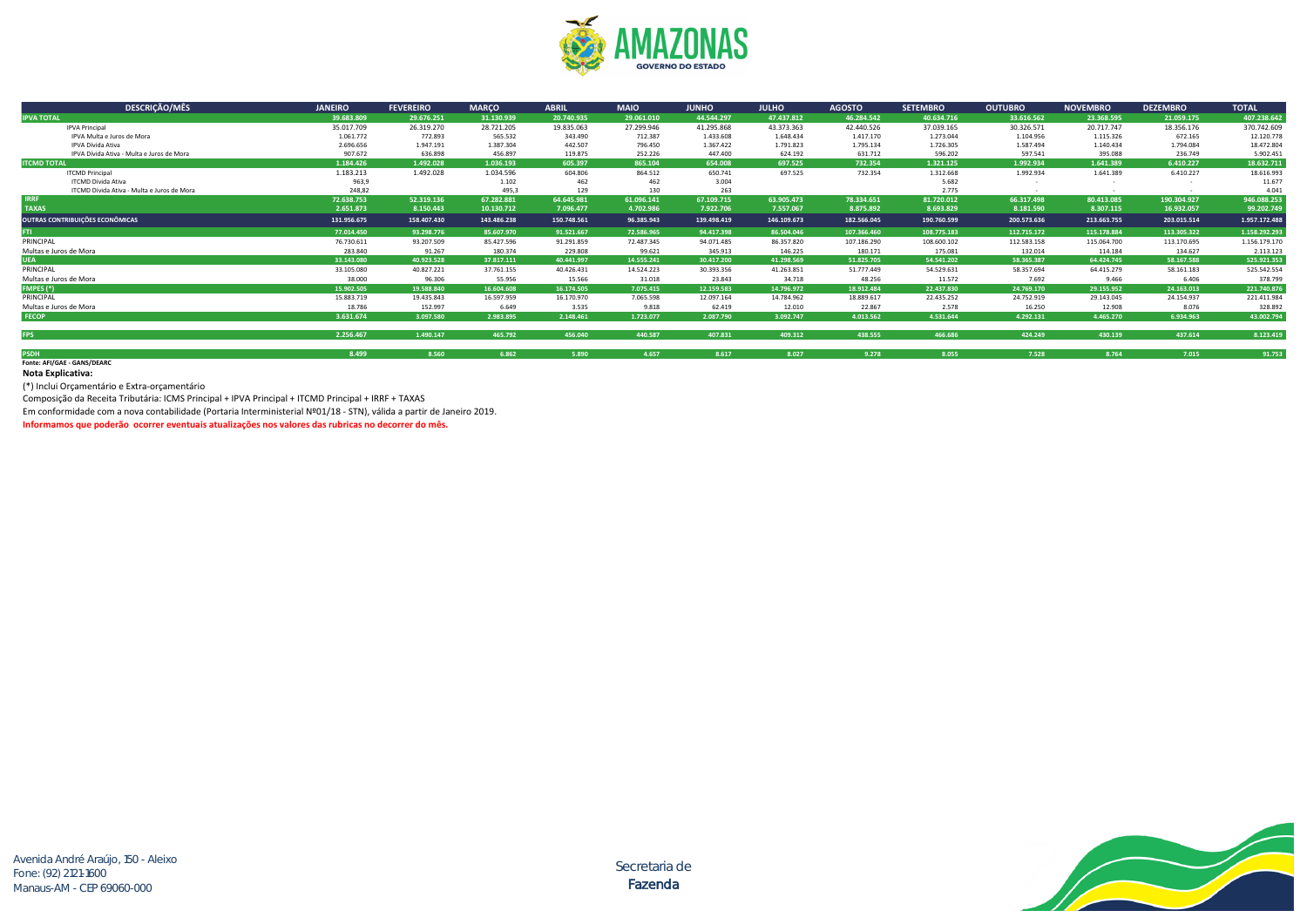| DESCRIÇÃO/MÊS | JANEIRO | FEVEREIRO | MARÇO | ABRIL | MAIO | JUNHO | JULHO | AGOSTO | SETEMBRO | OUTUBRO | NOVEMBRO | DEZEMBRO | TOTAL |
|---|---|---|---|---|---|---|---|---|---|---|---|---|---|
| **IPVA TOTAL** | **39.683.809** | **29.676.251** | **31.130.939** | **20.740.935** | **29.061.010** | **44.544.297** | **47.437.812** | **46.284.542** | **40.634.716** | **33.616.562** | **23.368.595** | **21.059.175** | **407.238.642** |
| IPVA Principal | 35.017.709 | 26.319.270 | 28.721.205 | 19.835.063 | 27.299.946 | 41.295.868 | 43.373.363 | 42.440.526 | 37.039.165 | 30.326.571 | 20.717.747 | 18.356.176 | 370.742.609 |
| IPVA Multa e Juros de Mora | 1.061.772 | 772.893 | 565.532 | 343.490 | 712.387 | 1.433.608 | 1.648.434 | 1.417.170 | 1.273.044 | 1.104.956 | 1.115.326 | 672.165 | 12.120.778 |
| IPVA Dívida Ativa | 2.696.656 | 1.947.191 | 1.387.304 | 442.507 | 796.450 | 1.367.422 | 1.791.823 | 1.795.134 | 1.726.305 | 1.587.494 | 1.140.434 | 1.794.084 | 18.472.804 |
| IPVA Dívida Ativa - Multa e Juros de Mora | 907.672 | 636.898 | 456.897 | 119.875 | 252.226 | 447.400 | 624.192 | 631.712 | 596.202 | 597.541 | 395.088 | 236.749 | 5.902.451 |
| **ITCMD TOTAL** | **1.184.426** | **1.492.028** | **1.036.193** | **605.397** | **865.104** | **654.008** | **697.525** | **732.354** | **1.321.125** | **1.992.934** | **1.641.389** | **6.410.227** | **18.632.711** |
| ITCMD Principal | 1.183.213 | 1.492.028 | 1.034.596 | 604.806 | 864.512 | 650.741 | 697.525 | 732.354 | 1.312.668 | 1.992.934 | 1.641.389 | 6.410.227 | 18.616.993 |
| ITCMD Dívida Ativa | 963,9 | | 1.102 | 462 | 462 | 3.004 | | | 5.682 | - | - | - | 11.677 |
| ITCMD Dívida Ativa - Multa e Juros de Mora | 248,82 | | 495,3 | 129 | 130 | 263 | | | 2.775 | - | - | - | 4.041 |
| **IRRF** | **72.638.753** | **52.319.136** | **67.282.881** | **64.645.981** | **61.096.141** | **67.109.715** | **63.905.473** | **78.334.651** | **81.720.012** | **66.317.498** | **80.413.085** | **190.304.927** | **946.088.253** |
| **TAXAS** | **2.651.873** | **8.150.443** | **10.130.712** | **7.096.477** | **4.702.986** | **7.922.706** | **7.557.067** | **8.875.892** | **8.693.829** | **8.181.590** | **8.307.115** | **16.932.057** | **99.202.749** |
| **OUTRAS CONTRIBUIÇÕES ECONÔMICAS** | **131.956.675** | **158.407.430** | **143.486.238** | **150.748.561** | **96.385.943** | **139.498.419** | **146.109.673** | **182.566.045** | **190.760.599** | **200.573.636** | **213.663.755** | **203.015.514** | **1.957.172.488** |
| **FTI** | **77.014.450** | **93.298.776** | **85.607.970** | **91.521.667** | **72.586.965** | **94.417.398** | **86.504.046** | **107.366.460** | **108.775.183** | **112.715.172** | **115.178.884** | **113.305.322** | **1.158.292.293** |
| PRINCIPAL | 76.730.611 | 93.207.509 | 85.427.596 | 91.291.859 | 72.487.345 | 94.071.485 | 86.357.820 | 107.186.290 | 108.600.102 | 112.583.158 | 115.064.700 | 113.170.695 | 1.156.179.170 |
| Multas e Juros de Mora | 283.840 | 91.267 | 180.374 | 229.808 | 99.621 | 345.913 | 146.225 | 180.171 | 175.081 | 132.014 | 114.184 | 134.627 | 2.113.123 |
| **UEA** | **33.143.080** | **40.923.528** | **37.817.111** | **40.441.997** | **14.555.241** | **30.417.200** | **41.298.569** | **51.825.705** | **54.541.202** | **58.365.387** | **64.424.745** | **58.167.588** | **525.921.353** |
| PRINCIPAL | 33.105.080 | 40.827.221 | 37.761.155 | 40.426.431 | 14.524.223 | 30.393.356 | 41.263.851 | 51.777.449 | 54.529.631 | 58.357.694 | 64.415.279 | 58.161.183 | 525.542.554 |
| Multas e Juros de Mora | 38.000 | 96.306 | 55.956 | 15.566 | 31.018 | 23.843 | 34.718 | 48.256 | 11.572 | 7.692 | 9.466 | 6.406 | 378.799 |
| **FMPES (*)** | **15.902.505** | **19.588.840** | **16.604.608** | **16.174.505** | **7.075.415** | **12.159.583** | **14.796.972** | **18.912.484** | **22.437.830** | **24.769.170** | **29.155.952** | **24.163.013** | **221.740.876** |
| PRINCIPAL | 15.883.719 | 19.435.843 | 16.597.959 | 16.170.970 | 7.065.598 | 12.097.164 | 14.784.962 | 18.889.617 | 22.435.252 | 24.752.919 | 29.143.045 | 24.154.937 | 221.411.984 |
| Multas e Juros de Mora | 18.786 | 152.997 | 6.649 | 3.535 | 9.818 | 62.419 | 12.010 | 22.867 | 2.578 | 16.250 | 12.908 | 8.076 | 328.892 |
| **FECOP** | **3.631.674** | **3.097.580** | **2.983.895** | **2.148.461** | **1.723.077** | **2.087.790** | **3.092.747** | **4.013.562** | **4.531.644** | **4.292.131** | **4.465.270** | **6.934.963** | **43.002.794** |
| **FPS** | **2.256.467** | **1.490.147** | **465.792** | **456.040** | **440.587** | **407.831** | **409.312** | **438.555** | **466.686** | **424.249** | **430.139** | **437.614** | **8.123.419** |
| **PSDH** | **8.499** | **8.560** | **6.862** | **5.890** | **4.657** | **8.617** | **8.027** | **9.278** | **8.055** | **7.528** | **8.764** | **7.015** | **91.753** |

**Fonte: AFI/GAE - GANS/DEARC**

**Nota Explicativa:**

(*) Inclui Orçamentário e Extra-orçamentário

Composição da Receita Tributária: ICMS Principal + IPVA Principal + ITCMD Principal + IRRF + TAXAS

Em conformidade com a nova contabilidade (Portaria Interministerial Nº01/18 - STN), válida a partir de Janeiro 2019.

**Informamos que poderão ocorrer eventuais atualizações nos valores das rubricas no decorrer do mês.**

Avenida André Araújo, 150 - Aleixo
Fone: (92) 2121-1600
Manaus-AM - CEP 69060-000

Secretaria de **Fazenda**